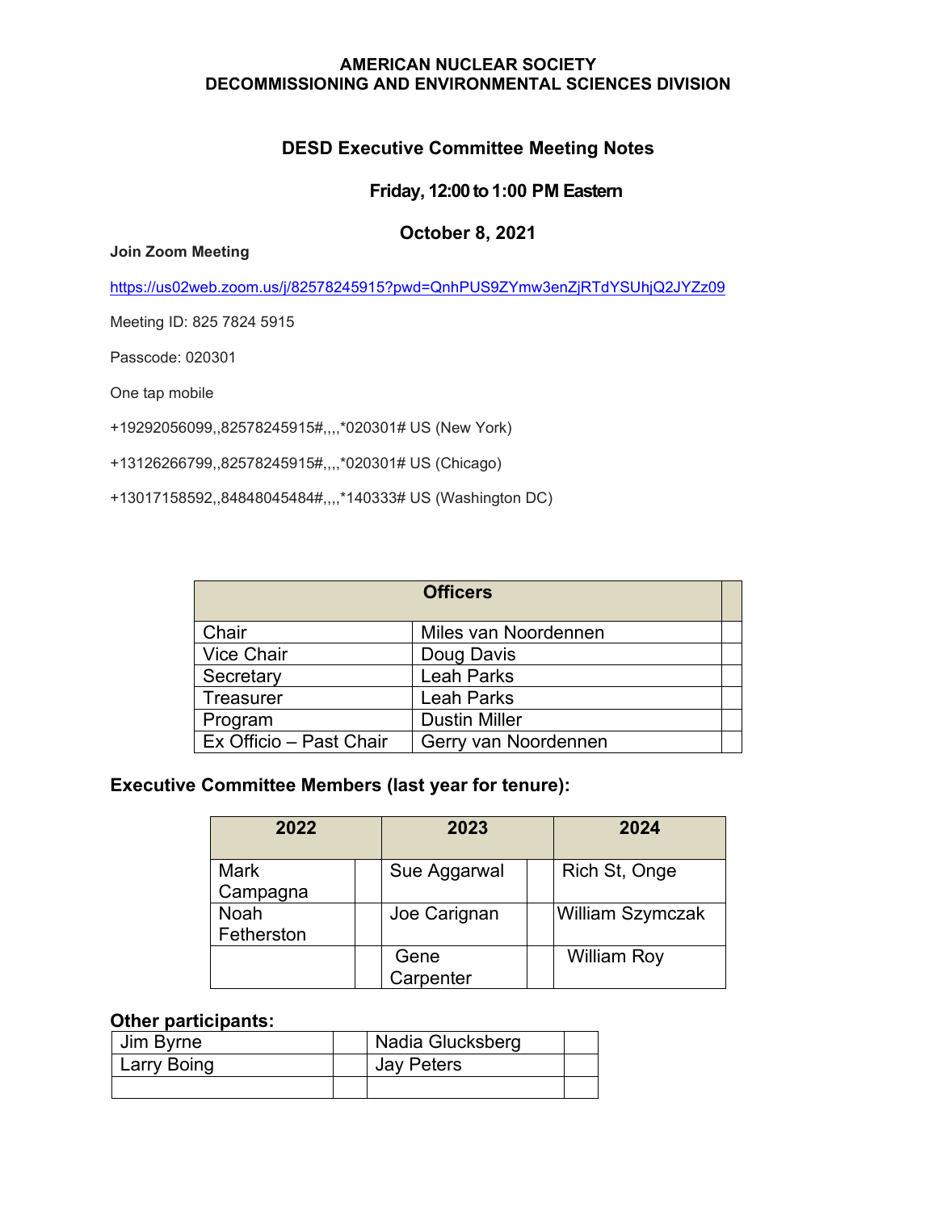**AMERICAN NUCLEAR SOCIETY**
**DECOMMISSIONING AND ENVIRONMENTAL SCIENCES DIVISION**

# DESD Executive Committee Meeting Notes

## Friday, 12:00 to 1:00 PM Eastern

## October 8, 2021

**Join Zoom Meeting**

https://us02web.zoom.us/j/82578245915?pwd=QnhPUS9ZYmw3enZjRTdYSUhjQ2JYZz09

Meeting ID: 825 7824 5915

Passcode: 020301

One tap mobile

+19292056099,,82578245915#,,,,*020301# US (New York)

+13126266799,,82578245915#,,,,*020301# US (Chicago)

+13017158592,,84848045484#,,,,*140333# US (Washington DC)

| Officers | | |
|---|---|---|
| Chair | Miles van Noordennen | |
| Vice Chair | Doug Davis | |
| Secretary | Leah Parks | |
| Treasurer | Leah Parks | |
| Program | Dustin Miller | |
| Ex Officio – Past Chair | Gerry van Noordennen | |

### Executive Committee Members (last year for tenure):

| 2022 | | 2023 | | 2024 |
|---|---|---|---|---|
| Mark Campagna | | Sue Aggarwal | | Rich St, Onge |
| Noah Fetherston | | Joe Carignan | | William Szymczak |
| | | Gene Carpenter | | William Roy |

### Other participants:

| | | | |
|---|---|---|---|
| Jim Byrne | | Nadia Glucksberg | |
| Larry Boing | | Jay Peters | |
| | | | |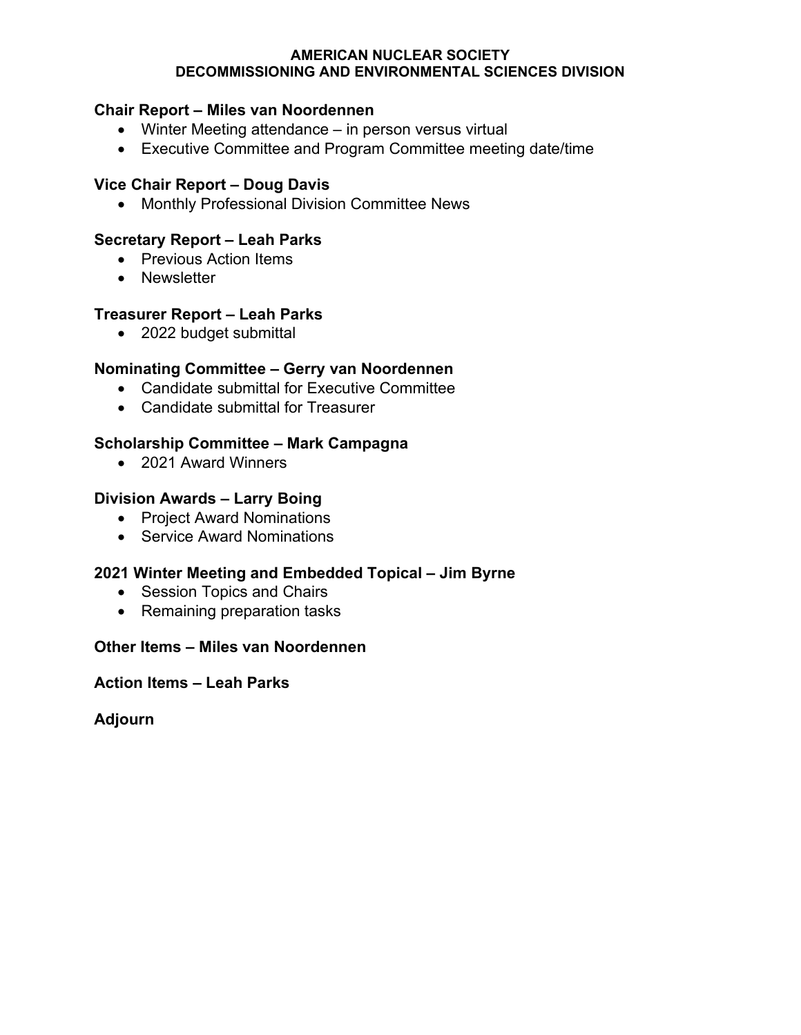**AMERICAN NUCLEAR SOCIETY**
**DECOMMISSIONING AND ENVIRONMENTAL SCIENCES DIVISION**

### Chair Report – Miles van Noordennen

- Winter Meeting attendance – in person versus virtual
- Executive Committee and Program Committee meeting date/time

### Vice Chair Report – Doug Davis

- Monthly Professional Division Committee News

### Secretary Report – Leah Parks

- Previous Action Items
- Newsletter

### Treasurer Report – Leah Parks

- 2022 budget submittal

### Nominating Committee – Gerry van Noordennen

- Candidate submittal for Executive Committee
- Candidate submittal for Treasurer

### Scholarship Committee – Mark Campagna

- 2021 Award Winners

### Division Awards – Larry Boing

- Project Award Nominations
- Service Award Nominations

### 2021 Winter Meeting and Embedded Topical – Jim Byrne

- Session Topics and Chairs
- Remaining preparation tasks

### Other Items – Miles van Noordennen

### Action Items – Leah Parks

### Adjourn